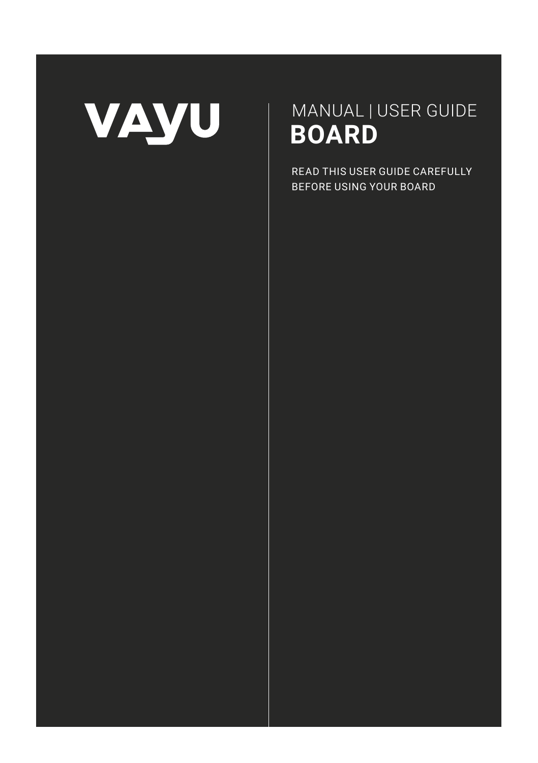# VAYU

MANUAL | USER GUIDE
**BOARD**

READ THIS USER GUIDE CAREFULLY
BEFORE USING YOUR BOARD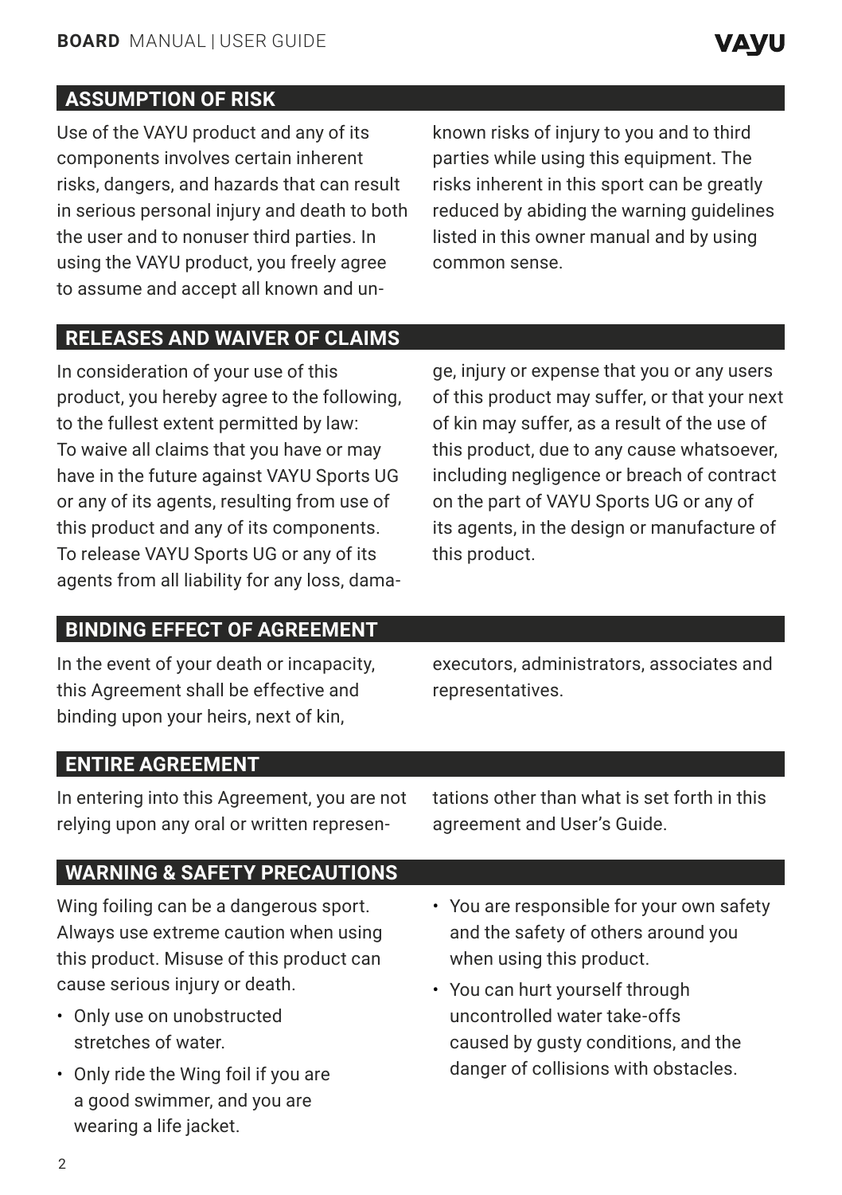## ASSUMPTION OF RISK

Use of the VAYU product and any of its components involves certain inherent risks, dangers, and hazards that can result in serious personal injury and death to both the user and to nonuser third parties. In using the VAYU product, you freely agree to assume and accept all known and unknown risks of injury to you and to third parties while using this equipment. The risks inherent in this sport can be greatly reduced by abiding the warning guidelines listed in this owner manual and by using common sense.

## RELEASES AND WAIVER OF CLAIMS

In consideration of your use of this product, you hereby agree to the following, to the fullest extent permitted by law:
To waive all claims that you have or may have in the future against VAYU Sports UG or any of its agents, resulting from use of this product and any of its components.
To release VAYU Sports UG or any of its agents from all liability for any loss, damage, injury or expense that you or any users of this product may suffer, or that your next of kin may suffer, as a result of the use of this product, due to any cause whatsoever, including negligence or breach of contract on the part of VAYU Sports UG or any of its agents, in the design or manufacture of this product.

## BINDING EFFECT OF AGREEMENT

In the event of your death or incapacity, this Agreement shall be effective and binding upon your heirs, next of kin, executors, administrators, associates and representatives.

## ENTIRE AGREEMENT

In entering into this Agreement, you are not relying upon any oral or written representations other than what is set forth in this agreement and User's Guide.

## WARNING & SAFETY PRECAUTIONS

Wing foiling can be a dangerous sport. Always use extreme caution when using this product. Misuse of this product can cause serious injury or death.

- Only use on unobstructed stretches of water.
- Only ride the Wing foil if you are a good swimmer, and you are wearing a life jacket.
- You are responsible for your own safety and the safety of others around you when using this product.
- You can hurt yourself through uncontrolled water take-offs caused by gusty conditions, and the danger of collisions with obstacles.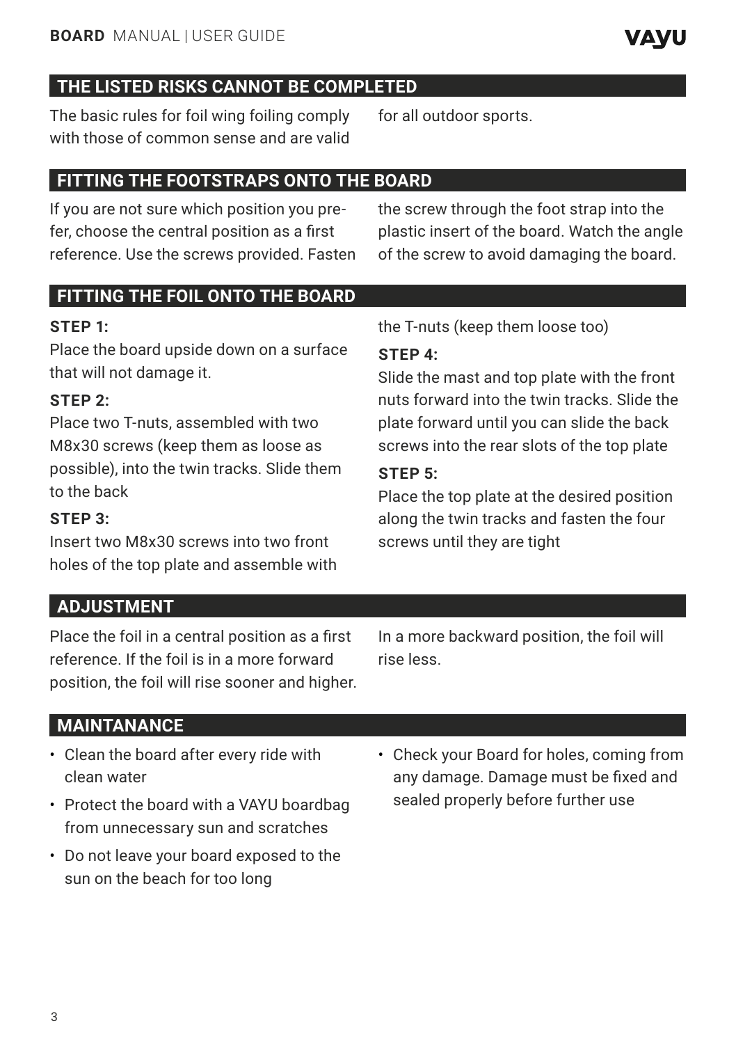## THE LISTED RISKS CANNOT BE COMPLETED

The basic rules for foil wing foiling comply with those of common sense and are valid for all outdoor sports.

## FITTING THE FOOTSTRAPS ONTO THE BOARD

If you are not sure which position you prefer, choose the central position as a first reference. Use the screws provided. Fasten the screw through the foot strap into the plastic insert of the board. Watch the angle of the screw to avoid damaging the board.

## FITTING THE FOIL ONTO THE BOARD

**STEP 1:**
Place the board upside down on a surface that will not damage it.

**STEP 2:**
Place two T-nuts, assembled with two M8x30 screws (keep them as loose as possible), into the twin tracks. Slide them to the back

**STEP 3:**
Insert two M8x30 screws into two front holes of the top plate and assemble with the T-nuts (keep them loose too)

**STEP 4:**
Slide the mast and top plate with the front nuts forward into the twin tracks. Slide the plate forward until you can slide the back screws into the rear slots of the top plate

**STEP 5:**
Place the top plate at the desired position along the twin tracks and fasten the four screws until they are tight

## ADJUSTMENT

Place the foil in a central position as a first reference. If the foil is in a more forward position, the foil will rise sooner and higher. In a more backward position, the foil will rise less.

## MAINTANANCE

- Clean the board after every ride with clean water
- Protect the board with a VAYU boardbag from unnecessary sun and scratches
- Do not leave your board exposed to the sun on the beach for too long
- Check your Board for holes, coming from any damage. Damage must be fixed and sealed properly before further use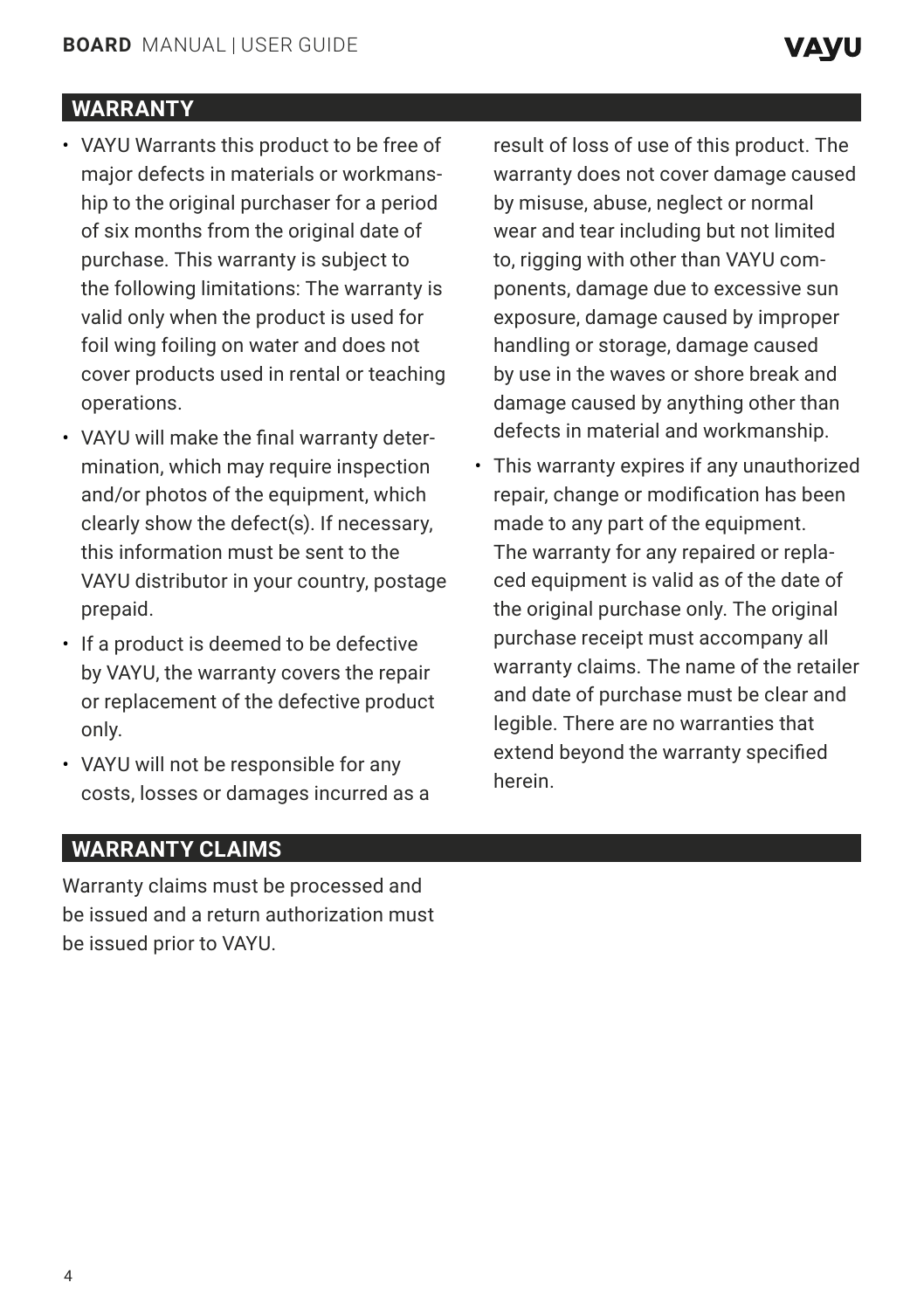## WARRANTY

- VAYU Warrants this product to be free of major defects in materials or workmanship to the original purchaser for a period of six months from the original date of purchase. This warranty is subject to the following limitations: The warranty is valid only when the product is used for foil wing foiling on water and does not cover products used in rental or teaching operations.
- VAYU will make the final warranty determination, which may require inspection and/or photos of the equipment, which clearly show the defect(s). If necessary, this information must be sent to the VAYU distributor in your country, postage prepaid.
- If a product is deemed to be defective by VAYU, the warranty covers the repair or replacement of the defective product only.
- VAYU will not be responsible for any costs, losses or damages incurred as a result of loss of use of this product. The warranty does not cover damage caused by misuse, abuse, neglect or normal wear and tear including but not limited to, rigging with other than VAYU components, damage due to excessive sun exposure, damage caused by improper handling or storage, damage caused by use in the waves or shore break and damage caused by anything other than defects in material and workmanship.
- This warranty expires if any unauthorized repair, change or modification has been made to any part of the equipment. The warranty for any repaired or replaced equipment is valid as of the date of the original purchase only. The original purchase receipt must accompany all warranty claims. The name of the retailer and date of purchase must be clear and legible. There are no warranties that extend beyond the warranty specified herein.

## WARRANTY CLAIMS

Warranty claims must be processed and be issued and a return authorization must be issued prior to VAYU.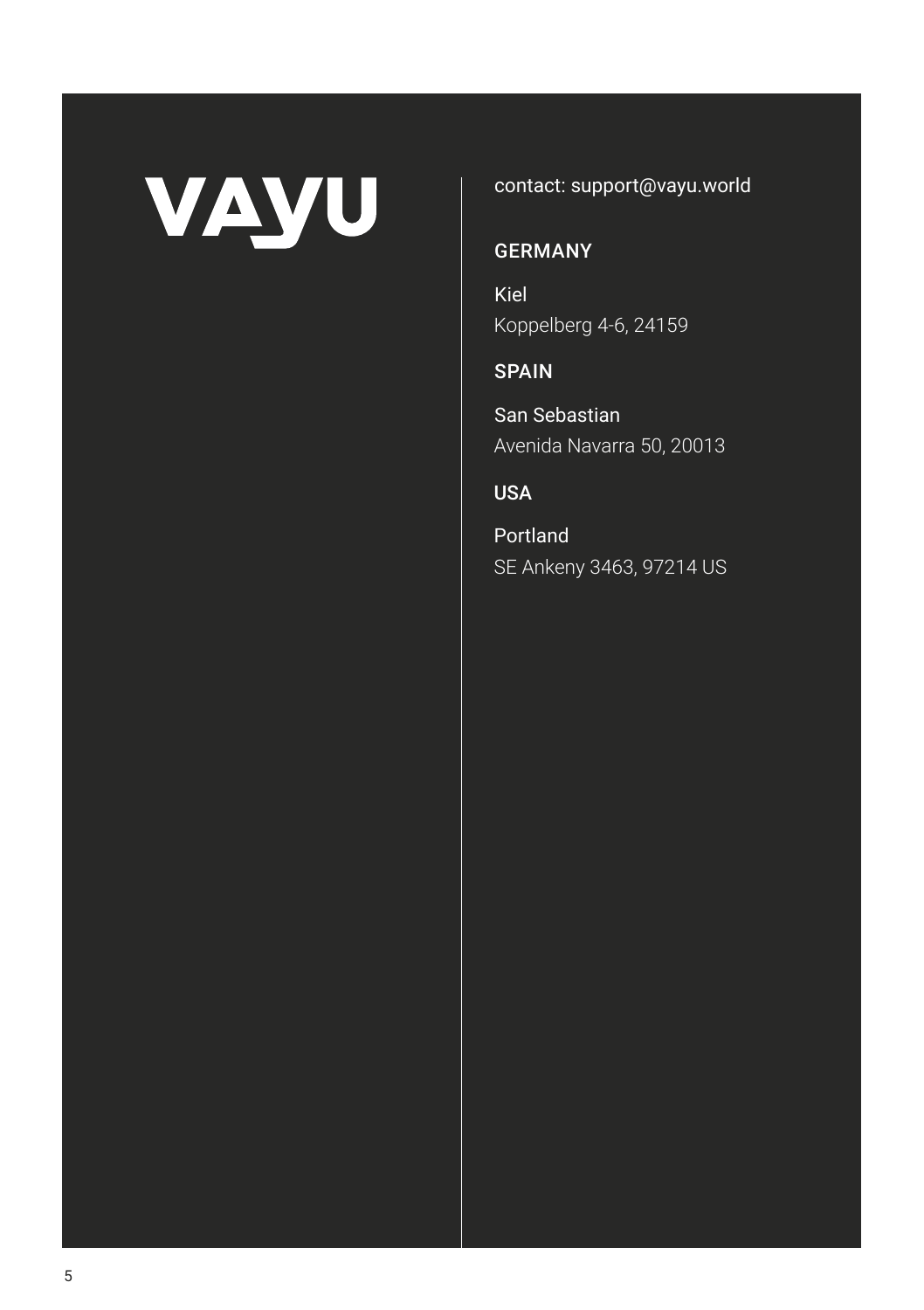# VAYU

contact: support@vayu.world

## GERMANY

Kiel
Koppelberg 4-6, 24159

## SPAIN

San Sebastian
Avenida Navarra 50, 20013

## USA

Portland
SE Ankeny 3463, 97214 US